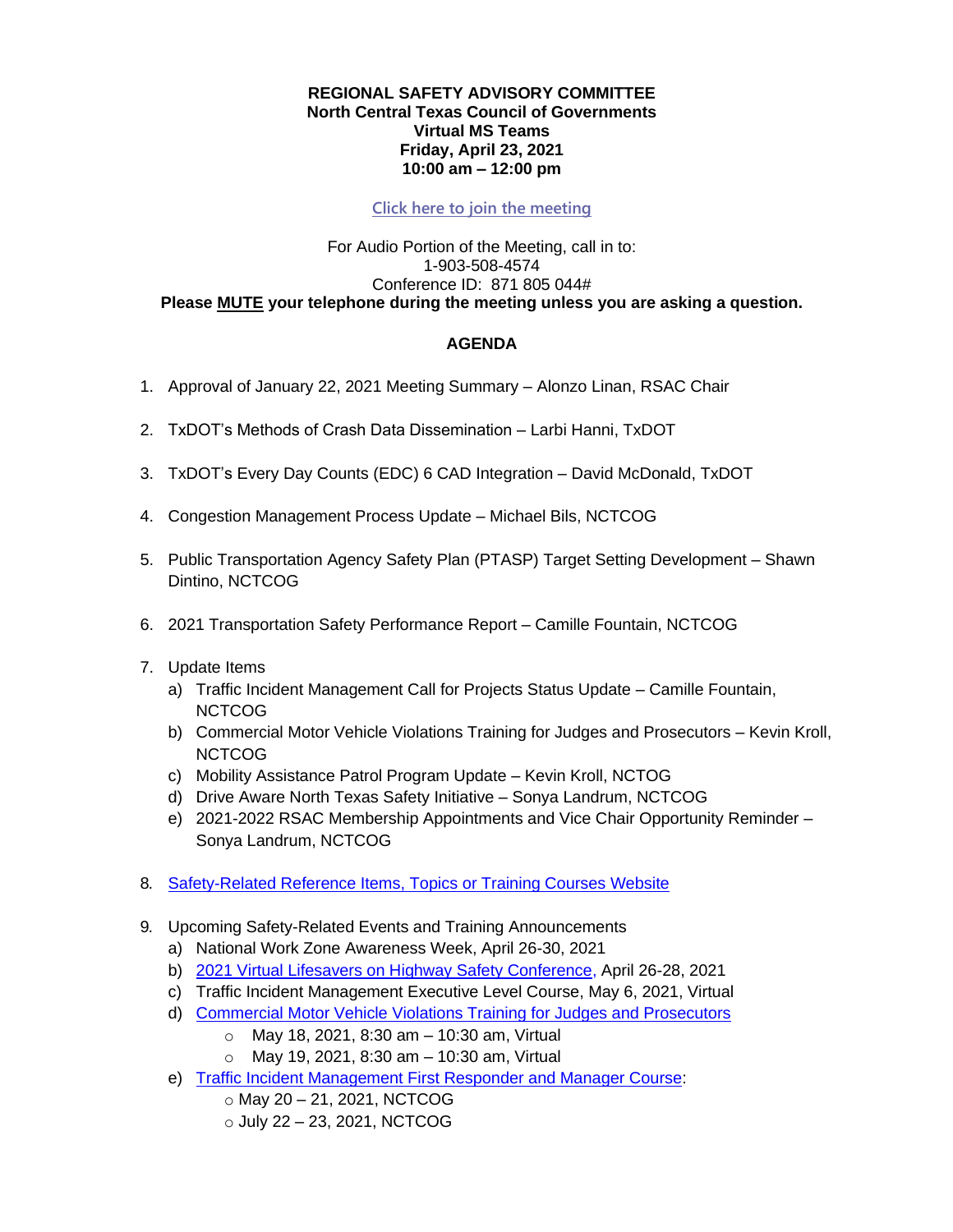**REGIONAL SAFETY ADVISORY COMMITTEE**
**North Central Texas Council of Governments**
**Virtual MS Teams**
**Friday, April 23, 2021**
**10:00 am – 12:00 pm**

[Click here to join the meeting]

For Audio Portion of the Meeting, call in to:
1-903-508-4574
Conference ID: 871 805 044#
**Please MUTE your telephone during the meeting unless you are asking a question.**

## AGENDA

1. Approval of January 22, 2021 Meeting Summary – Alonzo Linan, RSAC Chair

2. TxDOT's Methods of Crash Data Dissemination – Larbi Hanni, TxDOT

3. TxDOT's Every Day Counts (EDC) 6 CAD Integration – David McDonald, TxDOT

4. Congestion Management Process Update – Michael Bils, NCTCOG

5. Public Transportation Agency Safety Plan (PTASP) Target Setting Development – Shawn Dintino, NCTCOG

6. 2021 Transportation Safety Performance Report – Camille Fountain, NCTCOG

7. Update Items
   a) Traffic Incident Management Call for Projects Status Update – Camille Fountain, NCTCOG
   b) Commercial Motor Vehicle Violations Training for Judges and Prosecutors – Kevin Kroll, NCTCOG
   c) Mobility Assistance Patrol Program Update – Kevin Kroll, NCTOG
   d) Drive Aware North Texas Safety Initiative – Sonya Landrum, NCTCOG
   e) 2021-2022 RSAC Membership Appointments and Vice Chair Opportunity Reminder – Sonya Landrum, NCTCOG

8. Safety-Related Reference Items, Topics or Training Courses Website

9. Upcoming Safety-Related Events and Training Announcements
   a) National Work Zone Awareness Week, April 26-30, 2021
   b) 2021 Virtual Lifesavers on Highway Safety Conference, April 26-28, 2021
   c) Traffic Incident Management Executive Level Course, May 6, 2021, Virtual
   d) Commercial Motor Vehicle Violations Training for Judges and Prosecutors
      - May 18, 2021, 8:30 am – 10:30 am, Virtual
      - May 19, 2021, 8:30 am – 10:30 am, Virtual
   e) Traffic Incident Management First Responder and Manager Course:
      - May 20 – 21, 2021, NCTCOG
      - July 22 – 23, 2021, NCTCOG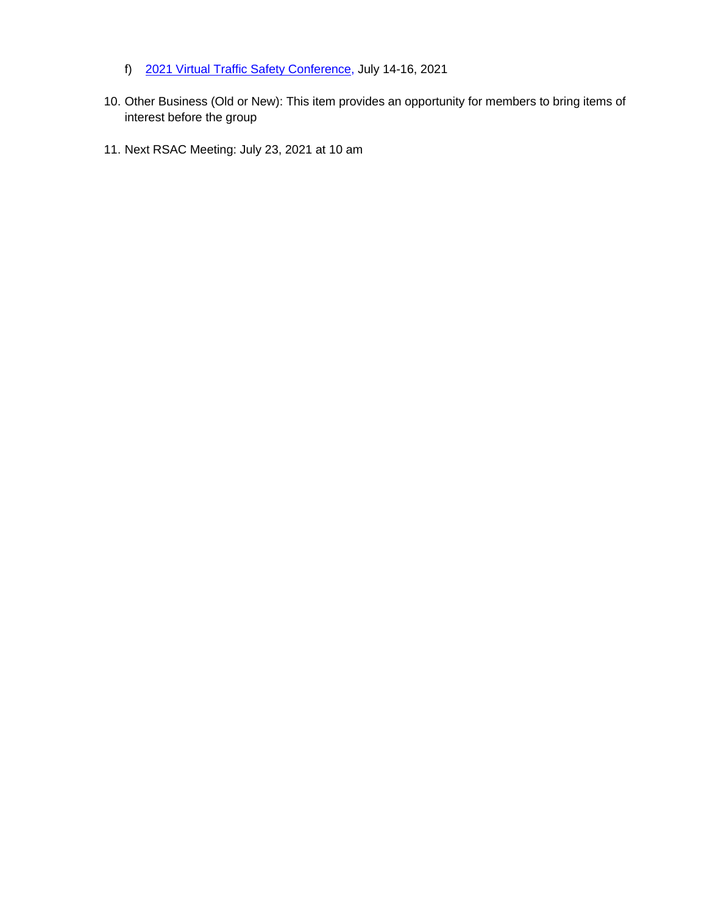f) 2021 Virtual Traffic Safety Conference, July 14-16, 2021

10. Other Business (Old or New): This item provides an opportunity for members to bring items of interest before the group

11. Next RSAC Meeting: July 23, 2021 at 10 am